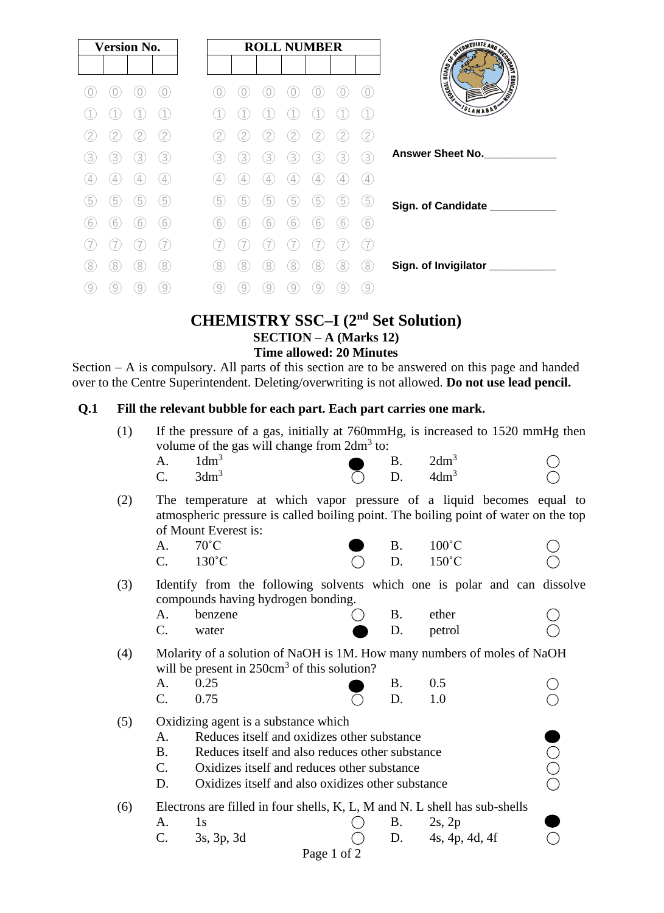| Version No. | | | |
|---|---|---|---|
| | | | |

| ROLL NUMBER | | | | | | |
|---|---|---|---|---|---|---|
| | | | | | | |

Answer Sheet No.____________

Sign. of Candidate ___________

Sign. of Invigilator ___________

# CHEMISTRY SSC–I ($2^{nd}$ Set Solution)

## SECTION – A (Marks 12)

### Time allowed: 20 Minutes

Section – A is compulsory. All parts of this section are to be answered on this page and handed over to the Centre Superintendent. Deleting/overwriting is not allowed. **Do not use lead pencil.**

**Q.1 Fill the relevant bubble for each part. Each part carries one mark.**

(1) If the pressure of a gas, initially at 760mmHg, is increased to 1520 mmHg then volume of the gas will change from $2dm^3$ to:

- A. $1dm^3$ ●
- B. $2dm^3$ ○
- C. $3dm^3$ ○
- D. $4dm^3$ ○

(2) The temperature at which vapor pressure of a liquid becomes equal to atmospheric pressure is called boiling point. The boiling point of water on the top of Mount Everest is:

- A. 70˚C ●
- B. 100˚C ○
- C. 130˚C ○
- D. 150˚C ○

(3) Identify from the following solvents which one is polar and can dissolve compounds having hydrogen bonding.

- A. benzene ○
- B. ether ○
- C. water ●
- D. petrol ○

(4) Molarity of a solution of NaOH is 1M. How many numbers of moles of NaOH will be present in $250cm^3$ of this solution?

- A. 0.25 ●
- B. 0.5 ○
- C. 0.75 ○
- D. 1.0 ○

(5) Oxidizing agent is a substance which

- A. Reduces itself and oxidizes other substance ●
- B. Reduces itself and also reduces other substance ○
- C. Oxidizes itself and reduces other substance ○
- D. Oxidizes itself and also oxidizes other substance ○

(6) Electrons are filled in four shells, K, L, M and N. L shell has sub-shells

- A. 1s ○
- B. 2s, 2p ●
- C. 3s, 3p, 3d ○
- D. 4s, 4p, 4d, 4f ○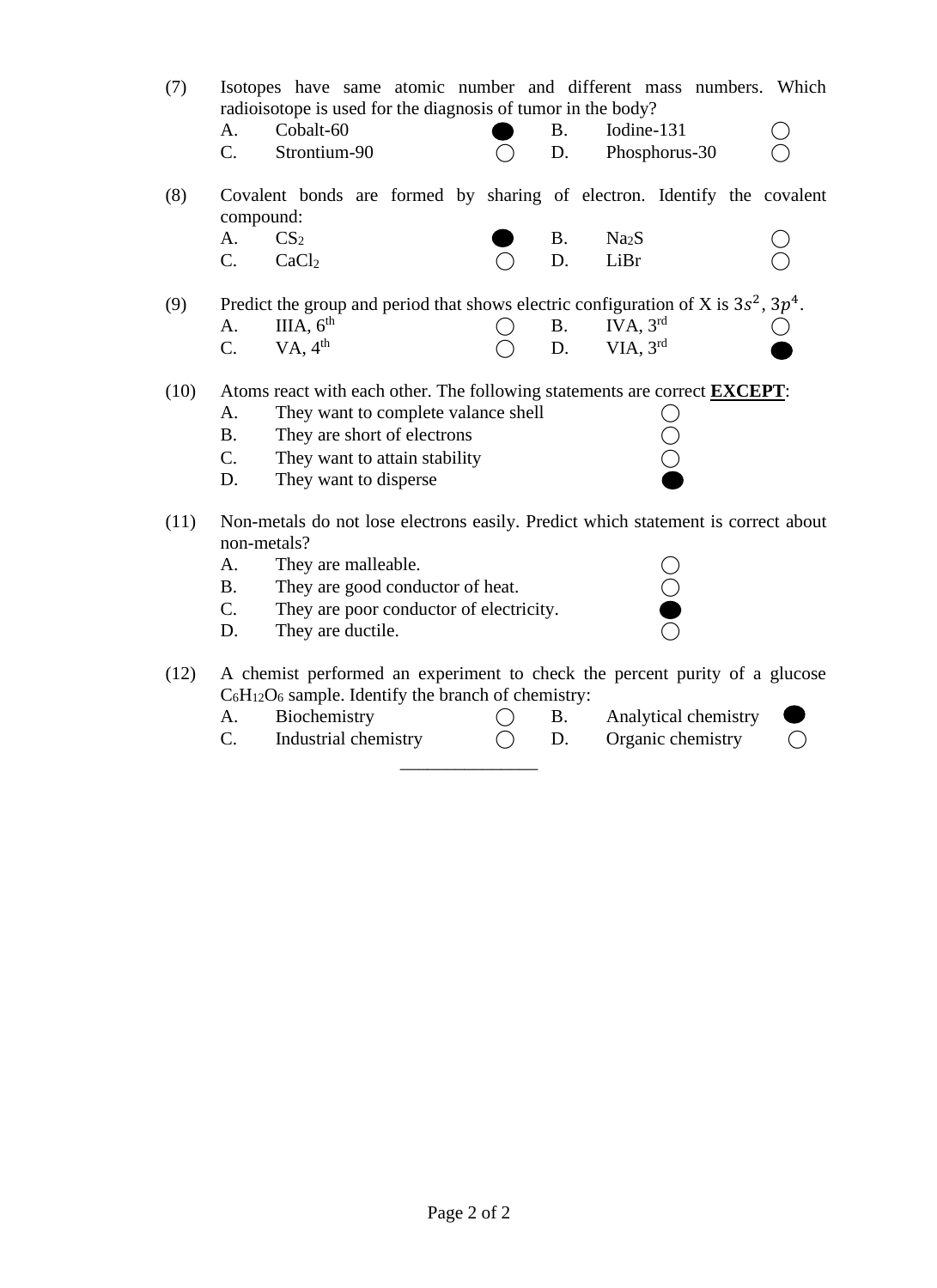(7) Isotopes have same atomic number and different mass numbers. Which radioisotope is used for the diagnosis of tumor in the body?

- A. Cobalt-60 ●
- B. Iodine-131 ○
- C. Strontium-90 ○
- D. Phosphorus-30 ○

(8) Covalent bonds are formed by sharing of electron. Identify the covalent compound:

- A. $CS_2$ ●
- B. $Na_2S$ ○
- C. $CaCl_2$ ○
- D. LiBr ○

(9) Predict the group and period that shows electric configuration of X is $3s^2$, $3p^4$.

- A. IIIA, 6th ○
- B. IVA, 3rd ○
- C. VA, 4th ○
- D. VIA, 3rd ●

(10) Atoms react with each other. The following statements are correct **EXCEPT**:

- A. They want to complete valance shell ○
- B. They are short of electrons ○
- C. They want to attain stability ○
- D. They want to disperse ●

(11) Non-metals do not lose electrons easily. Predict which statement is correct about non-metals?

- A. They are malleable. ○
- B. They are good conductor of heat. ○
- C. They are poor conductor of electricity. ●
- D. They are ductile. ○

(12) A chemist performed an experiment to check the percent purity of a glucose $C_6H_{12}O_6$ sample. Identify the branch of chemistry:

- A. Biochemistry ○
- B. Analytical chemistry ●
- C. Industrial chemistry ○
- D. Organic chemistry ○

_______________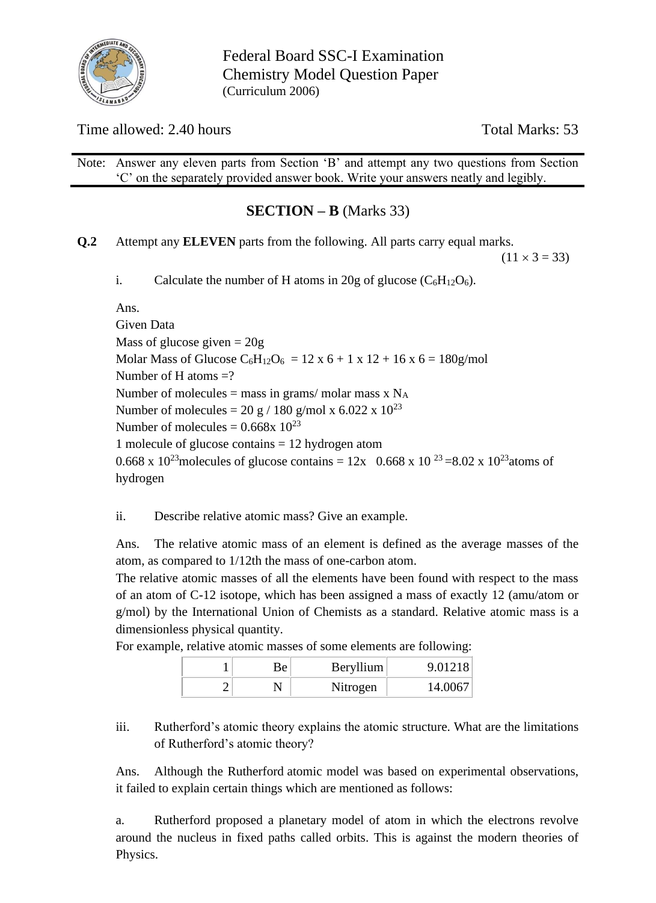Federal Board SSC-I Examination
Chemistry Model Question Paper
(Curriculum 2006)

Time allowed: 2.40 hours | Total Marks: 53

Note: Answer any eleven parts from Section 'B' and attempt any two questions from Section 'C' on the separately provided answer book. Write your answers neatly and legibly.

## SECTION – B (Marks 33)

**Q.2** Attempt any **ELEVEN** parts from the following. All parts carry equal marks. $(11 \times 3 = 33)$

i. Calculate the number of H atoms in 20g of glucose ($C_6H_{12}O_6$).

Ans.
Given Data
Mass of glucose given = 20g
Molar Mass of Glucose $C_6H_{12}O_6$ = 12 x 6 + 1 x 12 + 16 x 6 = 180g/mol
Number of H atoms =?
Number of molecules = mass in grams/ molar mass x $N_A$
Number of molecules = 20 g / 180 g/mol x 6.022 x $10^{23}$
Number of molecules = 0.668x $10^{23}$
1 molecule of glucose contains = 12 hydrogen atom
0.668 x $10^{23}$molecules of glucose contains = 12x 0.668 x $10^{23}$ =8.02 x $10^{23}$atoms of hydrogen

ii. Describe relative atomic mass? Give an example.

Ans. The relative atomic mass of an element is defined as the average masses of the atom, as compared to 1/12th the mass of one-carbon atom.
The relative atomic masses of all the elements have been found with respect to the mass of an atom of C-12 isotope, which has been assigned a mass of exactly 12 (amu/atom or g/mol) by the International Union of Chemists as a standard. Relative atomic mass is a dimensionless physical quantity.
For example, relative atomic masses of some elements are following:

| 1 | Be | Beryllium | 9.01218 |
|---|---|---|---|
| 2 | N | Nitrogen | 14.0067 |

iii. Rutherford's atomic theory explains the atomic structure. What are the limitations of Rutherford's atomic theory?

Ans. Although the Rutherford atomic model was based on experimental observations, it failed to explain certain things which are mentioned as follows:

a. Rutherford proposed a planetary model of atom in which the electrons revolve around the nucleus in fixed paths called orbits. This is against the modern theories of Physics.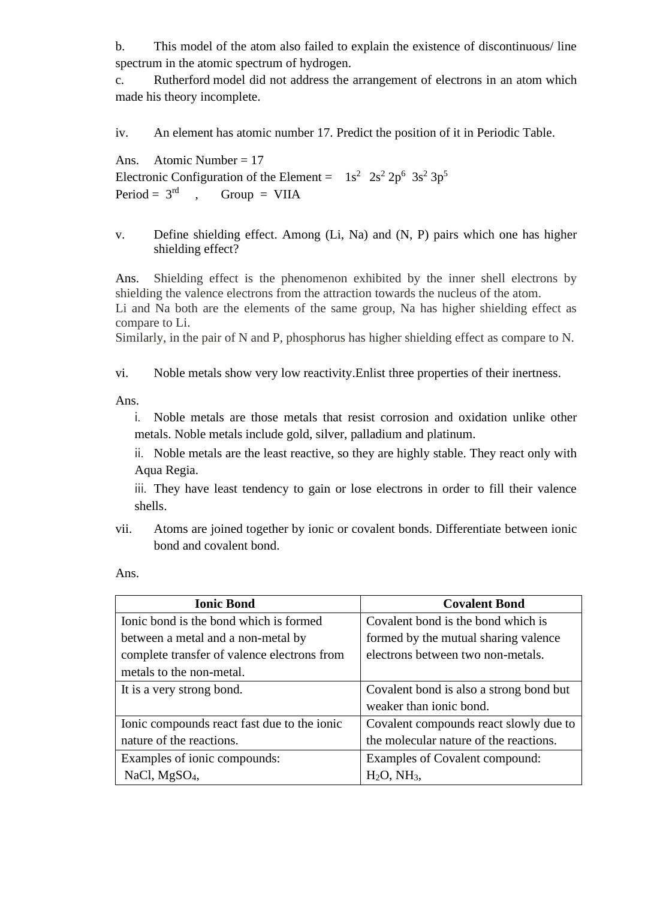b. This model of the atom also failed to explain the existence of discontinuous/ line spectrum in the atomic spectrum of hydrogen.

c. Rutherford model did not address the arrangement of electrons in an atom which made his theory incomplete.

iv. An element has atomic number 17. Predict the position of it in Periodic Table.

Ans. Atomic Number = 17

Electronic Configuration of the Element = $1s^2$ $2s^2$ $2p^6$ $3s^2$ $3p^5$

Period = $3^{rd}$ , Group = VIIA

v. Define shielding effect. Among (Li, Na) and (N, P) pairs which one has higher shielding effect?

Ans. Shielding effect is the phenomenon exhibited by the inner shell electrons by shielding the valence electrons from the attraction towards the nucleus of the atom.

Li and Na both are the elements of the same group, Na has higher shielding effect as compare to Li.

Similarly, in the pair of N and P, phosphorus has higher shielding effect as compare to N.

vi. Noble metals show very low reactivity.Enlist three properties of their inertness.

Ans.

i. Noble metals are those metals that resist corrosion and oxidation unlike other metals. Noble metals include gold, silver, palladium and platinum.

ii. Noble metals are the least reactive, so they are highly stable. They react only with Aqua Regia.

iii. They have least tendency to gain or lose electrons in order to fill their valence shells.

vii. Atoms are joined together by ionic or covalent bonds. Differentiate between ionic bond and covalent bond.

Ans.

| **Ionic Bond** | **Covalent Bond** |
|---|---|
| Ionic bond is the bond which is formed between a metal and a non-metal by complete transfer of valence electrons from metals to the non-metal. | Covalent bond is the bond which is formed by the mutual sharing valence electrons between two non-metals. |
| It is a very strong bond. | Covalent bond is also a strong bond but weaker than ionic bond. |
| Ionic compounds react fast due to the ionic nature of the reactions. | Covalent compounds react slowly due to the molecular nature of the reactions. |
| Examples of ionic compounds: NaCl, $MgSO_4$, | Examples of Covalent compound: $H_2O$, $NH_3$, |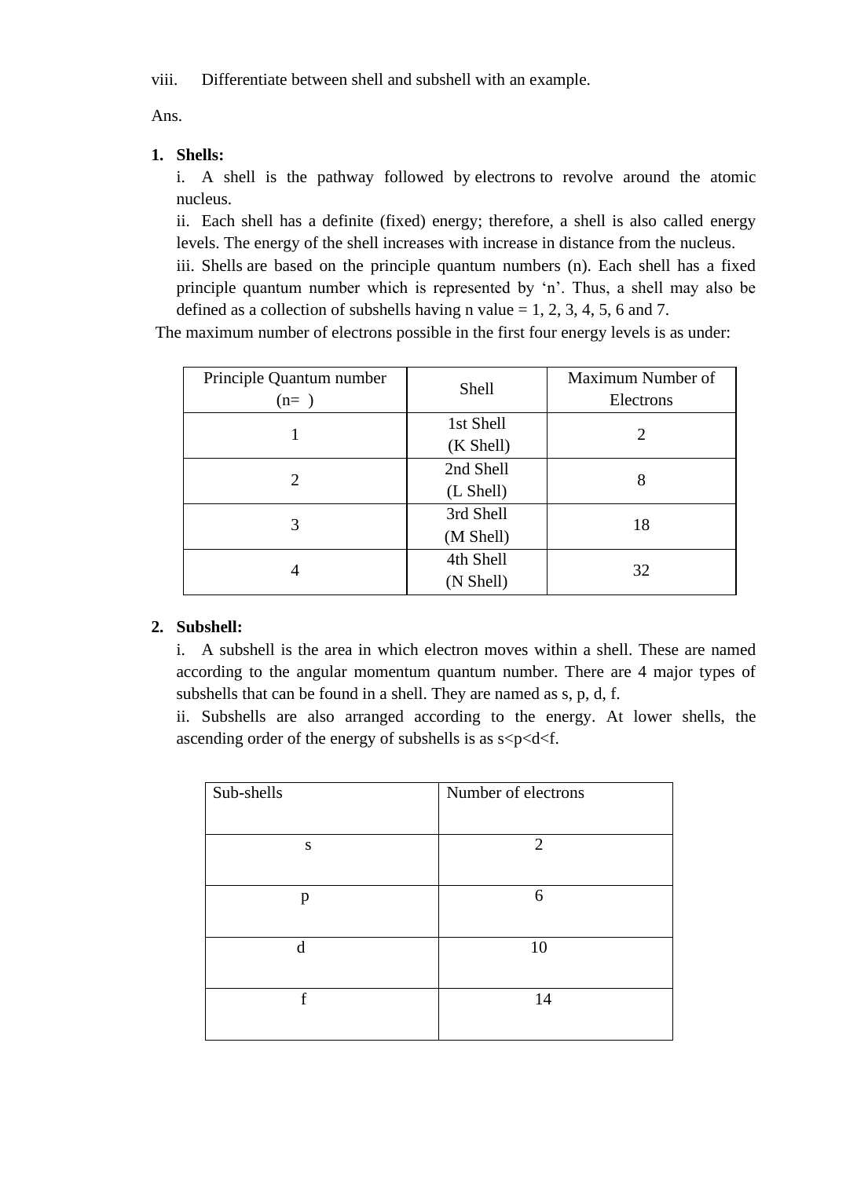viii. Differentiate between shell and subshell with an example.

Ans.

1. **Shells:**

   i. A shell is the pathway followed by electrons to revolve around the atomic nucleus.

   ii. Each shell has a definite (fixed) energy; therefore, a shell is also called energy levels. The energy of the shell increases with increase in distance from the nucleus.

   iii. Shells are based on the principle quantum numbers (n). Each shell has a fixed principle quantum number which is represented by 'n'. Thus, a shell may also be defined as a collection of subshells having n value = 1, 2, 3, 4, 5, 6 and 7.

The maximum number of electrons possible in the first four energy levels is as under:

| Principle Quantum number (n= ) | Shell | Maximum Number of Electrons |
| --- | --- | --- |
| 1 | 1st Shell (K Shell) | 2 |
| 2 | 2nd Shell (L Shell) | 8 |
| 3 | 3rd Shell (M Shell) | 18 |
| 4 | 4th Shell (N Shell) | 32 |

2. **Subshell:**

   i. A subshell is the area in which electron moves within a shell. These are named according to the angular momentum quantum number. There are 4 major types of subshells that can be found in a shell. They are named as s, p, d, f.

   ii. Subshells are also arranged according to the energy. At lower shells, the ascending order of the energy of subshells is as s<p<d<f.

| Sub-shells | Number of electrons |
| --- | --- |
| s | 2 |
| p | 6 |
| d | 10 |
| f | 14 |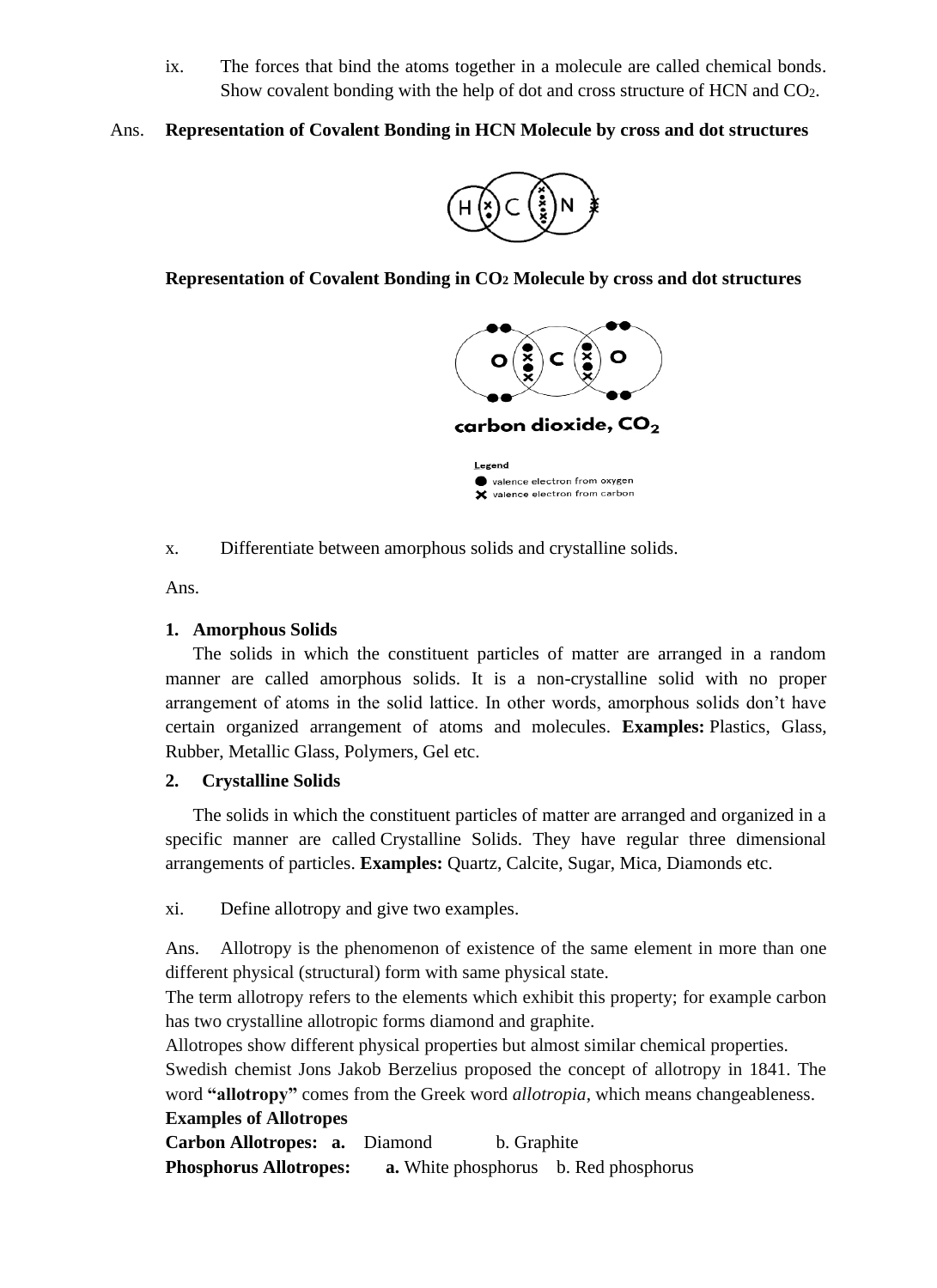ix. The forces that bind the atoms together in a molecule are called chemical bonds. Show covalent bonding with the help of dot and cross structure of HCN and $CO_2$.

Ans. **Representation of Covalent Bonding in HCN Molecule by cross and dot structures**

**Representation of Covalent Bonding in $CO_2$ Molecule by cross and dot structures**

carbon dioxide, $CO_2$

Legend
- ● valence electron from oxygen
- ✕ valence electron from carbon

x. Differentiate between amorphous solids and crystalline solids.

Ans.

**1. Amorphous Solids**

The solids in which the constituent particles of matter are arranged in a random manner are called amorphous solids. It is a non-crystalline solid with no proper arrangement of atoms in the solid lattice. In other words, amorphous solids don't have certain organized arrangement of atoms and molecules. **Examples:** Plastics, Glass, Rubber, Metallic Glass, Polymers, Gel etc.

**2. Crystalline Solids**

The solids in which the constituent particles of matter are arranged and organized in a specific manner are called Crystalline Solids. They have regular three dimensional arrangements of particles. **Examples:** Quartz, Calcite, Sugar, Mica, Diamonds etc.

xi. Define allotropy and give two examples.

Ans. Allotropy is the phenomenon of existence of the same element in more than one different physical (structural) form with same physical state.

The term allotropy refers to the elements which exhibit this property; for example carbon has two crystalline allotropic forms diamond and graphite.

Allotropes show different physical properties but almost similar chemical properties.

Swedish chemist Jons Jakob Berzelius proposed the concept of allotropy in 1841. The word **"allotropy"** comes from the Greek word *allotropia*, which means changeableness.

**Examples of Allotropes**

**Carbon Allotropes: a.** Diamond b. Graphite

**Phosphorus Allotropes: a.** White phosphorus b. Red phosphorus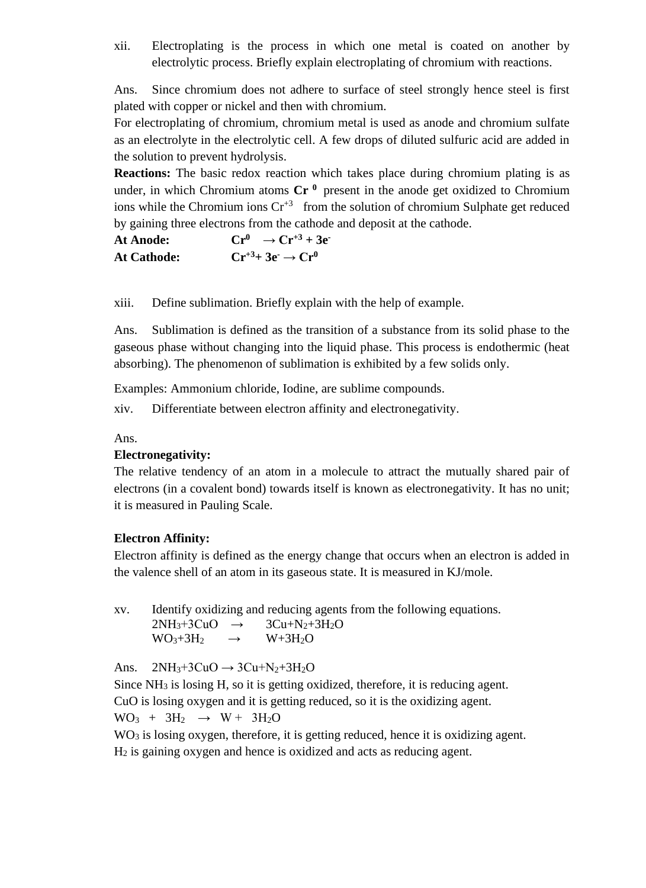xii. Electroplating is the process in which one metal is coated on another by electrolytic process. Briefly explain electroplating of chromium with reactions.

Ans. Since chromium does not adhere to surface of steel strongly hence steel is first plated with copper or nickel and then with chromium.
For electroplating of chromium, chromium metal is used as anode and chromium sulfate as an electrolyte in the electrolytic cell. A few drops of diluted sulfuric acid are added in the solution to prevent hydrolysis.
**Reactions:** The basic redox reaction which takes place during chromium plating is as under, in which Chromium atoms **$Cr^0$** present in the anode get oxidized to Chromium ions while the Chromium ions $Cr^{+3}$ from the solution of chromium Sulphate get reduced by gaining three electrons from the cathode and deposit at the cathode.

**At Anode:** $Cr^0 \rightarrow Cr^{+3} + 3e^-$

**At Cathode:** $Cr^{+3} + 3e^- \rightarrow Cr^0$

xiii. Define sublimation. Briefly explain with the help of example.

Ans. Sublimation is defined as the transition of a substance from its solid phase to the gaseous phase without changing into the liquid phase. This process is endothermic (heat absorbing). The phenomenon of sublimation is exhibited by a few solids only.

Examples: Ammonium chloride, Iodine, are sublime compounds.

xiv. Differentiate between electron affinity and electronegativity.

Ans.

**Electronegativity:**
The relative tendency of an atom in a molecule to attract the mutually shared pair of electrons (in a covalent bond) towards itself is known as electronegativity. It has no unit; it is measured in Pauling Scale.

**Electron Affinity:**
Electron affinity is defined as the energy change that occurs when an electron is added in the valence shell of an atom in its gaseous state. It is measured in KJ/mole.

xv. Identify oxidizing and reducing agents from the following equations.

$2NH_3 + 3CuO \rightarrow 3Cu + N_2 + 3H_2O$

$WO_3 + 3H_2 \rightarrow W + 3H_2O$

Ans. $2NH_3 + 3CuO \rightarrow 3Cu + N_2 + 3H_2O$

Since $NH_3$ is losing H, so it is getting oxidized, therefore, it is reducing agent.
CuO is losing oxygen and it is getting reduced, so it is the oxidizing agent.

$WO_3 + 3H_2 \rightarrow W + 3H_2O$

$WO_3$ is losing oxygen, therefore, it is getting reduced, hence it is oxidizing agent.
$H_2$ is gaining oxygen and hence is oxidized and acts as reducing agent.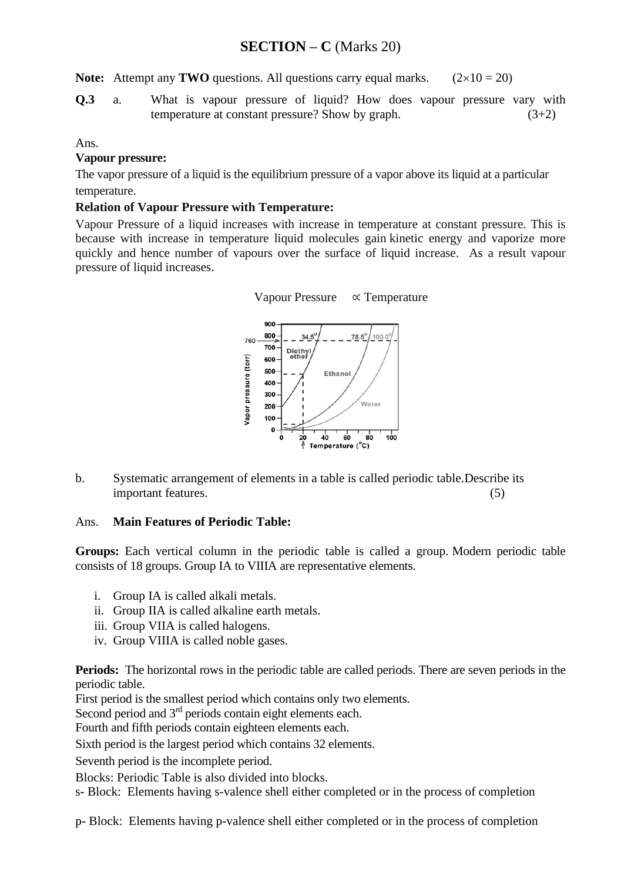## SECTION – C (Marks 20)

**Note:** Attempt any **TWO** questions. All questions carry equal marks. $(2\times10 = 20)$

**Q.3** a. What is vapour pressure of liquid? How does vapour pressure vary with temperature at constant pressure? Show by graph. (3+2)

Ans.

**Vapour pressure:**

The vapor pressure of a liquid is the equilibrium pressure of a vapor above its liquid at a particular temperature.

**Relation of Vapour Pressure with Temperature:**

Vapour Pressure of a liquid increases with increase in temperature at constant pressure. This is because with increase in temperature liquid molecules gain kinetic energy and vaporize more quickly and hence number of vapours over the surface of liquid increase. As a result vapour pressure of liquid increases.

$$\text{Vapour Pressure} \propto \text{Temperature}$$

b. Systematic arrangement of elements in a table is called periodic table. Describe its important features. (5)

Ans. **Main Features of Periodic Table:**

**Groups:** Each vertical column in the periodic table is called a group. Modern periodic table consists of 18 groups. Group IA to VIIIA are representative elements.

i. Group IA is called alkali metals.
ii. Group IIA is called alkaline earth metals.
iii. Group VIIA is called halogens.
iv. Group VIIIA is called noble gases.

**Periods:** The horizontal rows in the periodic table are called periods. There are seven periods in the periodic table.

First period is the smallest period which contains only two elements.

Second period and 3rd periods contain eight elements each.

Fourth and fifth periods contain eighteen elements each.

Sixth period is the largest period which contains 32 elements.

Seventh period is the incomplete period.

Blocks: Periodic Table is also divided into blocks.

s- Block: Elements having s-valence shell either completed or in the process of completion

p- Block: Elements having p-valence shell either completed or in the process of completion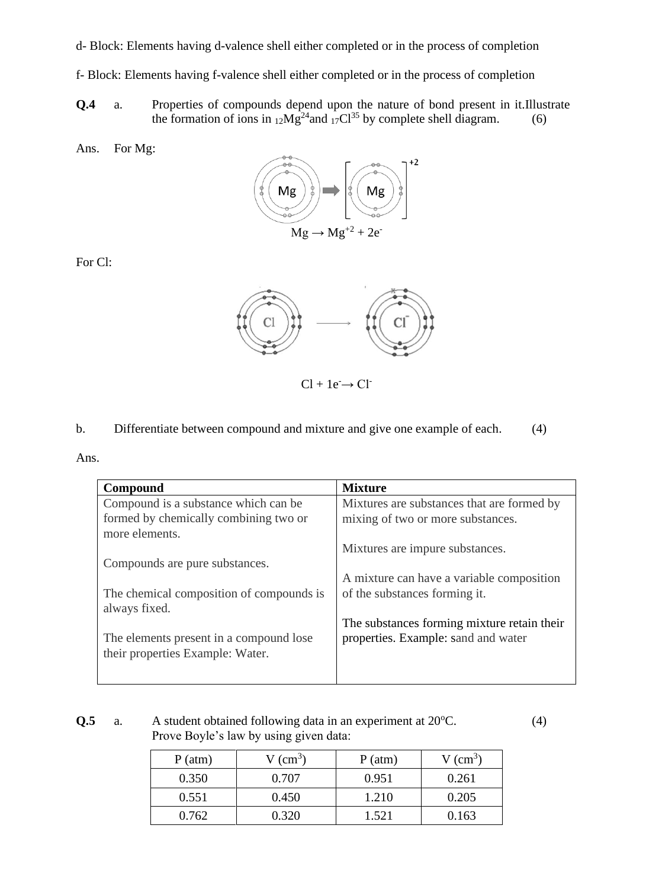d- Block: Elements having d-valence shell either completed or in the process of completion

f- Block: Elements having f-valence shell either completed or in the process of completion

**Q.4** a. Properties of compounds depend upon the nature of bond present in it. Illustrate the formation of ions in $_{12}Mg^{24}$ and $_{17}Cl^{35}$ by complete shell diagram. (6)

Ans. For Mg:

$$Mg \rightarrow Mg^{+2} + 2e^-$$

For Cl:

$$Cl + 1e^- \rightarrow Cl^-$$

b. Differentiate between compound and mixture and give one example of each. (4)

Ans.

| Compound | Mixture |
|---|---|
| Compound is a substance which can be formed by chemically combining two or more elements. | Mixtures are substances that are formed by mixing of two or more substances. |
| Compounds are pure substances. | Mixtures are impure substances. |
| The chemical composition of compounds is always fixed. | A mixture can have a variable composition of the substances forming it. |
| The elements present in a compound lose their properties Example: Water. | The substances forming mixture retain their properties. Example: sand and water |

**Q.5** a. A student obtained following data in an experiment at 20°C. (4)
Prove Boyle's law by using given data:

| P (atm) | V ($cm^3$) | P (atm) | V ($cm^3$) |
|---|---|---|---|
| 0.350 | 0.707 | 0.951 | 0.261 |
| 0.551 | 0.450 | 1.210 | 0.205 |
| 0.762 | 0.320 | 1.521 | 0.163 |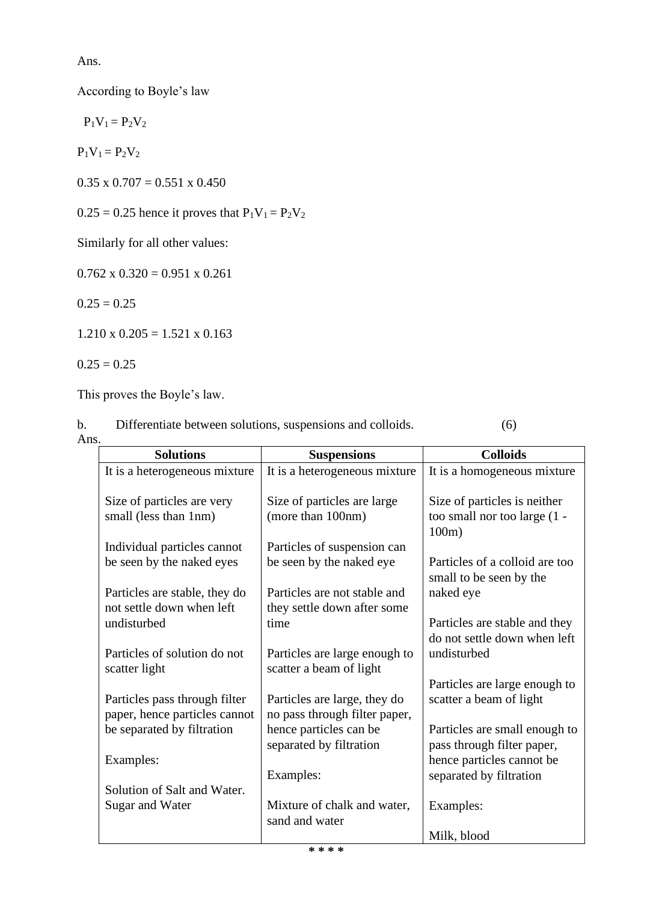Ans.

According to Boyle's law

$P_1V_1 = P_2V_2$

$P_1V_1 = P_2V_2$

$0.35 \times 0.707 = 0.551 \times 0.450$

$0.25 = 0.25$ hence it proves that $P_1V_1 = P_2V_2$

Similarly for all other values:

$0.762 \times 0.320 = 0.951 \times 0.261$

$0.25 = 0.25$

$1.210 \times 0.205 = 1.521 \times 0.163$

$0.25 = 0.25$

This proves the Boyle's law.

b. Differentiate between solutions, suspensions and colloids. (6)

Ans.

| Solutions | Suspensions | Colloids |
|---|---|---|
| It is a heterogeneous mixture | It is a heterogeneous mixture | It is a homogeneous mixture |
| Size of particles are very small (less than 1nm) | Size of particles are large (more than 100nm) | Size of particles is neither too small nor too large (1 - 100m) |
| Individual particles cannot be seen by the naked eyes | Particles of suspension can be seen by the naked eye | Particles of a colloid are too small to be seen by the naked eye |
| Particles are stable, they do not settle down when left undisturbed | Particles are not stable and they settle down after some time | Particles are stable and they do not settle down when left undisturbed |
| Particles of solution do not scatter light | Particles are large enough to scatter a beam of light | Particles are large enough to scatter a beam of light |
| Particles pass through filter paper, hence particles cannot be separated by filtration | Particles are large, they do no pass through filter paper, hence particles can be separated by filtration | Particles are small enough to pass through filter paper, hence particles cannot be separated by filtration |
| Examples: | Examples: | Examples: |
| Solution of Salt and Water. Sugar and Water | Mixture of chalk and water, sand and water | Milk, blood |

* * * *